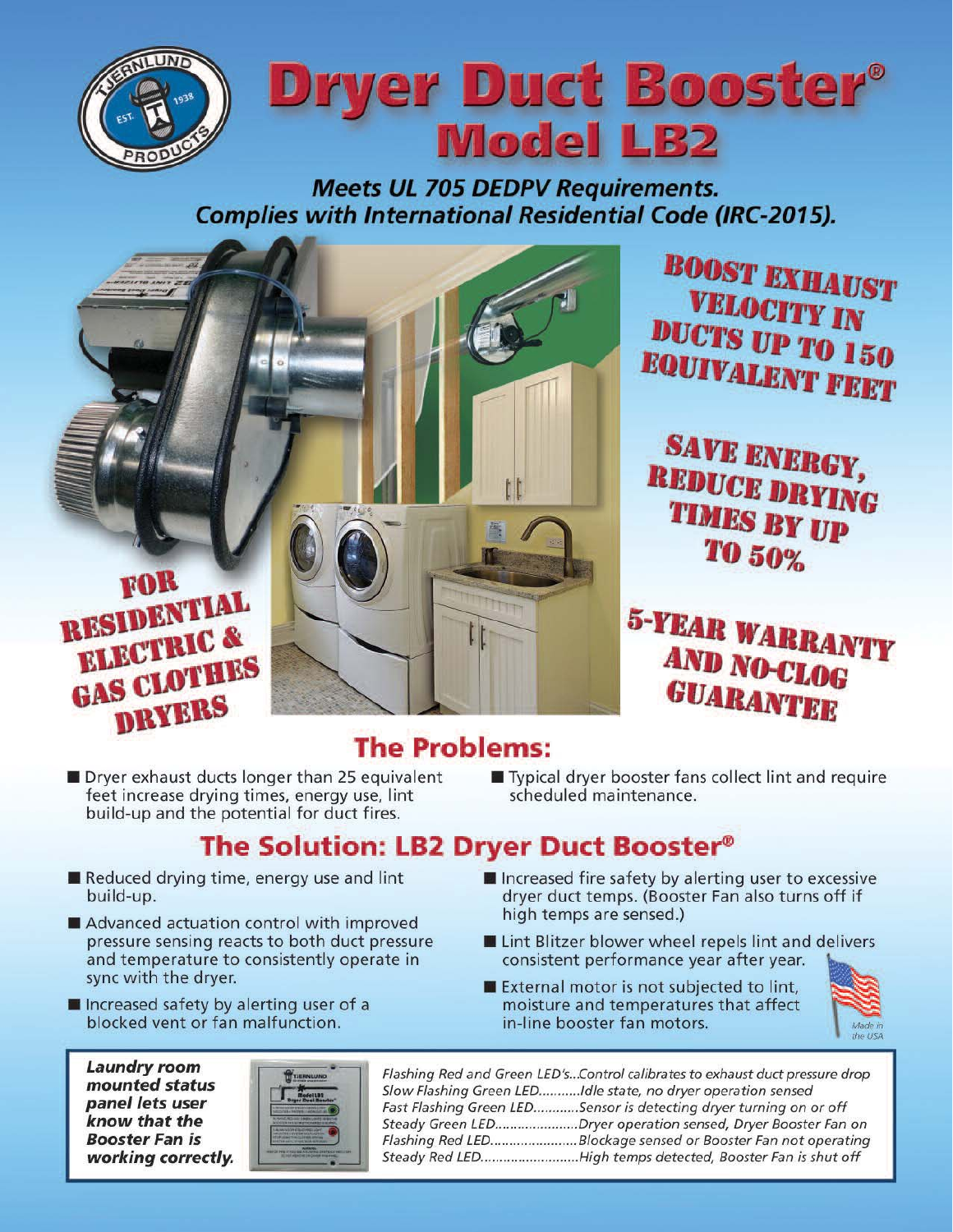# Dryer Duct Booster®

## Model LB2

***Meets UL 705 DEDPV Requirements.***
***Complies with International Residential Code (IRC-2015).***

**BOOST EXHAUST VELOCITY IN DUCTS UP TO 150 EQUIVALENT FEET**

**SAVE ENERGY, REDUCE DRYING TIMES BY UP TO 50%**

**5-YEAR WARRANTY AND NO-CLOG GUARANTEE**

**FOR RESIDENTIAL ELECTRIC & GAS CLOTHES DRYERS**

## The Problems:

- Dryer exhaust ducts longer than 25 equivalent feet increase drying times, energy use, lint build-up and the potential for duct fires.
- Typical dryer booster fans collect lint and require scheduled maintenance.

## The Solution: LB2 Dryer Duct Booster®

- Reduced drying time, energy use and lint build-up.
- Advanced actuation control with improved pressure sensing reacts to both duct pressure and temperature to consistently operate in sync with the dryer.
- Increased safety by alerting user of a blocked vent or fan malfunction.
- Increased fire safety by alerting user to excessive dryer duct temps. (Booster Fan also turns off if high temps are sensed.)
- Lint Blitzer blower wheel repels lint and delivers consistent performance year after year.
- External motor is not subjected to lint, moisture and temperatures that affect in-line booster fan motors.

*Made in the USA*

***Laundry room mounted status panel lets user know that the Booster Fan is working correctly.***

*Flashing Red and Green LED's...Control calibrates to exhaust duct pressure drop*
*Slow Flashing Green LED...........Idle state, no dryer operation sensed*
*Fast Flashing Green LED............Sensor is detecting dryer turning on or off*
*Steady Green LED......................Dryer operation sensed, Dryer Booster Fan on*
*Flashing Red LED.......................Blockage sensed or Booster Fan not operating*
*Steady Red LED..........................High temps detected, Booster Fan is shut off*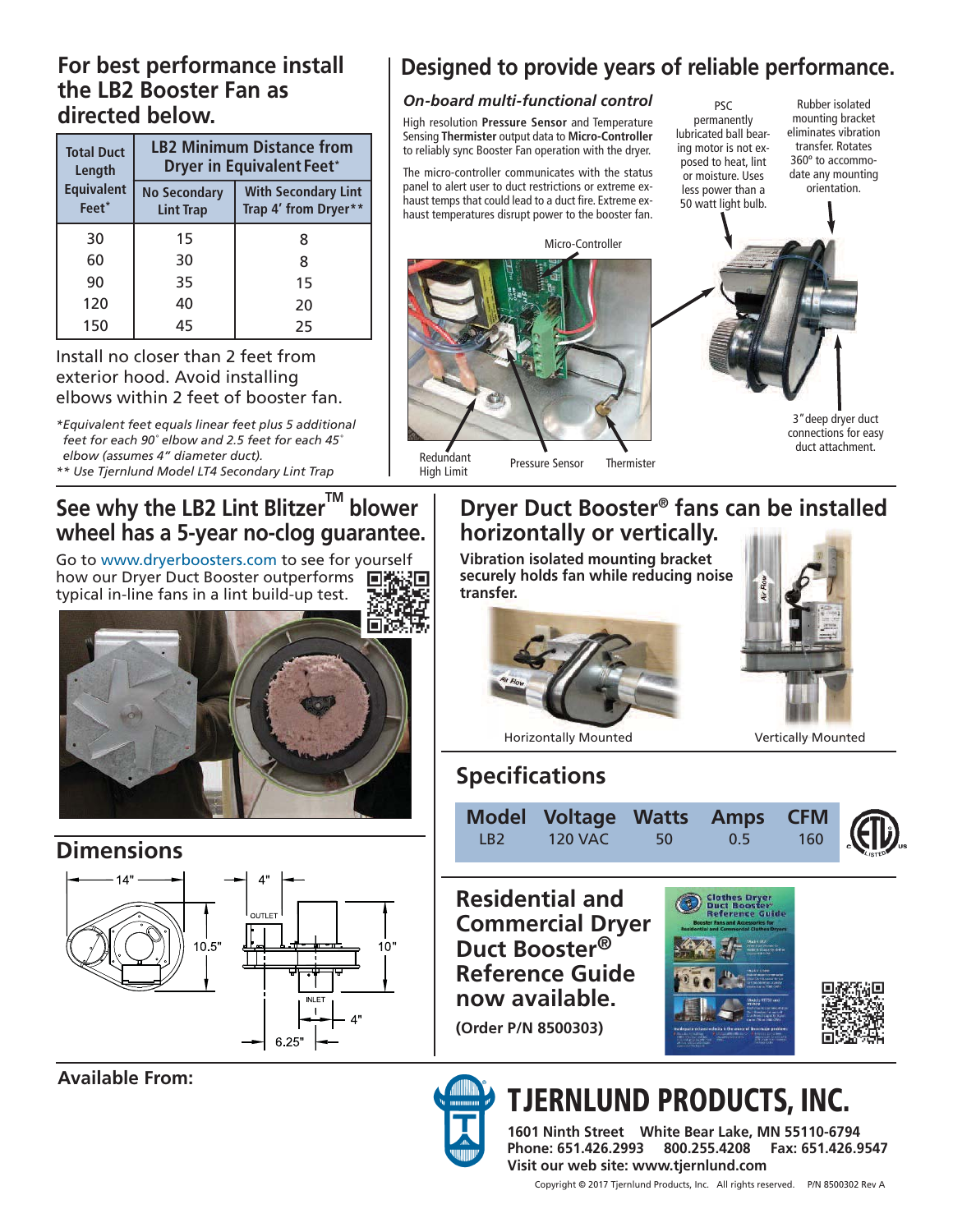## For best performance install the LB2 Booster Fan as directed below.

| Total Duct Length Equivalent Feet* | LB2 Minimum Distance from Dryer in Equivalent Feet* | |
|---|---|---|
| | No Secondary Lint Trap | With Secondary Lint Trap 4' from Dryer** |
| 30 | 15 | 8 |
| 60 | 30 | 8 |
| 90 | 35 | 15 |
| 120 | 40 | 20 |
| 150 | 45 | 25 |

Install no closer than 2 feet from exterior hood. Avoid installing elbows within 2 feet of booster fan.

*\*Equivalent feet equals linear feet plus 5 additional feet for each 90° elbow and 2.5 feet for each 45° elbow (assumes 4" diameter duct).*

*\*\* Use Tjernlund Model LT4 Secondary Lint Trap*

## Designed to provide years of reliable performance.

### *On-board multi-functional control*

High resolution **Pressure Sensor** and Temperature Sensing **Thermister** output data to **Micro-Controller** to reliably sync Booster Fan operation with the dryer.

The micro-controller communicates with the status panel to alert user to duct restrictions or extreme exhaust temps that could lead to a duct fire. Extreme exhaust temperatures disrupt power to the booster fan.

PSC permanently lubricated ball bearing motor is not exposed to heat, lint or moisture. Uses less power than a 50 watt light bulb.

Rubber isolated mounting bracket eliminates vibration transfer. Rotates 360° to accommodate any mounting orientation.

Micro-Controller

Redundant High Limit

Pressure Sensor

Thermister

3" deep dryer duct connections for easy duct attachment.

## See why the LB2 Lint Blitzer™ blower wheel has a 5-year no-clog guarantee.

Go to www.dryerboosters.com to see for yourself how our Dryer Duct Booster outperforms typical in-line fans in a lint build-up test.

## Dryer Duct Booster® fans can be installed horizontally or vertically.

**Vibration isolated mounting bracket securely holds fan while reducing noise transfer.**

Air Flow

Horizontally Mounted

Air Flow

Vertically Mounted

## Specifications

| Model | Voltage | Watts | Amps | CFM |
|---|---|---|---|---|
| LB2 | 120 VAC | 50 | 0.5 | 160 |

## Dimensions

14"

10.5"

4"

OUTLET

10"

INLET

4"

6.25"

## Residential and Commercial Dryer Duct Booster® Reference Guide now available.

**(Order P/N 8500303)**

**Available From:**

# TJERNLUND PRODUCTS, INC.

**1601 Ninth Street White Bear Lake, MN 55110-6794**
**Phone: 651.426.2993 800.255.4208 Fax: 651.426.9547**
**Visit our web site: www.tjernlund.com**

Copyright © 2017 Tjernlund Products, Inc. All rights reserved. P/N 8500302 Rev A